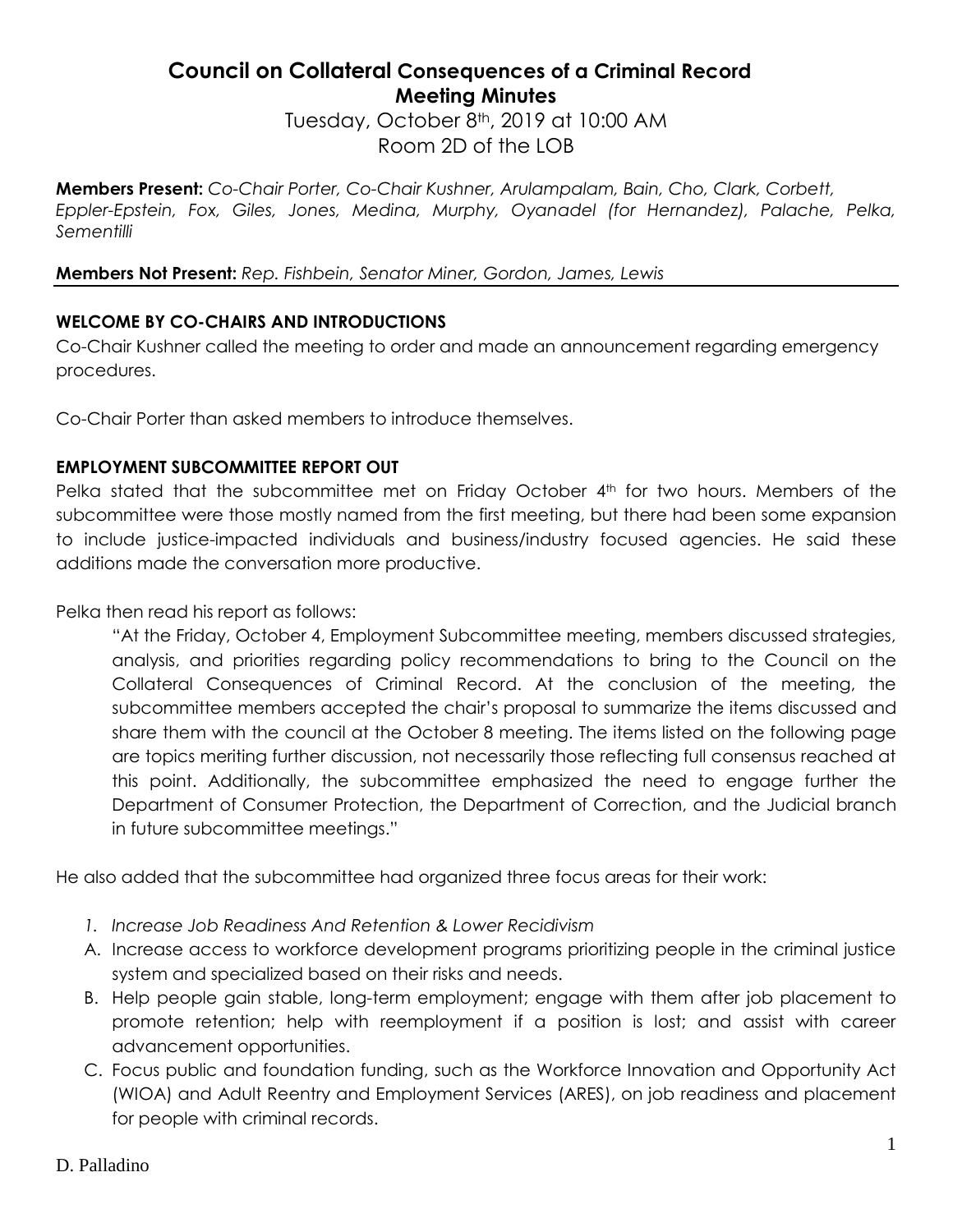# Council on Collateral Consequences of a Criminal Record
## Meeting Minutes

Tuesday, October 8th, 2019 at 10:00 AM
Room 2D of the LOB

**Members Present:** *Co-Chair Porter, Co-Chair Kushner, Arulampalam, Bain, Cho, Clark, Corbett, Eppler-Epstein, Fox, Giles, Jones, Medina, Murphy, Oyanadel (for Hernandez), Palache, Pelka, Sementilli*

**Members Not Present:** *Rep. Fishbein, Senator Miner, Gordon, James, Lewis*

---

**WELCOME BY CO-CHAIRS AND INTRODUCTIONS**

Co-Chair Kushner called the meeting to order and made an announcement regarding emergency procedures.

Co-Chair Porter than asked members to introduce themselves.

**EMPLOYMENT SUBCOMMITTEE REPORT OUT**

Pelka stated that the subcommittee met on Friday October 4th for two hours. Members of the subcommittee were those mostly named from the first meeting, but there had been some expansion to include justice-impacted individuals and business/industry focused agencies. He said these additions made the conversation more productive.

Pelka then read his report as follows:

> "At the Friday, October 4, Employment Subcommittee meeting, members discussed strategies, analysis, and priorities regarding policy recommendations to bring to the Council on the Collateral Consequences of Criminal Record. At the conclusion of the meeting, the subcommittee members accepted the chair's proposal to summarize the items discussed and share them with the council at the October 8 meeting. The items listed on the following page are topics meriting further discussion, not necessarily those reflecting full consensus reached at this point. Additionally, the subcommittee emphasized the need to engage further the Department of Consumer Protection, the Department of Correction, and the Judicial branch in future subcommittee meetings."

He also added that the subcommittee had organized three focus areas for their work:

1. *Increase Job Readiness And Retention & Lower Recidivism*

A. Increase access to workforce development programs prioritizing people in the criminal justice system and specialized based on their risks and needs.
B. Help people gain stable, long-term employment; engage with them after job placement to promote retention; help with reemployment if a position is lost; and assist with career advancement opportunities.
C. Focus public and foundation funding, such as the Workforce Innovation and Opportunity Act (WIOA) and Adult Reentry and Employment Services (ARES), on job readiness and placement for people with criminal records.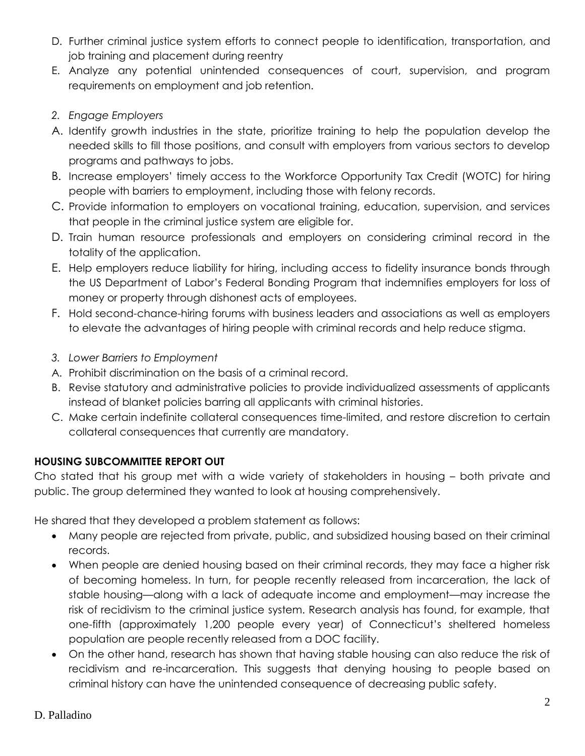D. Further criminal justice system efforts to connect people to identification, transportation, and job training and placement during reentry
E. Analyze any potential unintended consequences of court, supervision, and program requirements on employment and job retention.

*2. Engage Employers*

A. Identify growth industries in the state, prioritize training to help the population develop the needed skills to fill those positions, and consult with employers from various sectors to develop programs and pathways to jobs.
B. Increase employers' timely access to the Workforce Opportunity Tax Credit (WOTC) for hiring people with barriers to employment, including those with felony records.
C. Provide information to employers on vocational training, education, supervision, and services that people in the criminal justice system are eligible for.
D. Train human resource professionals and employers on considering criminal record in the totality of the application.
E. Help employers reduce liability for hiring, including access to fidelity insurance bonds through the US Department of Labor's Federal Bonding Program that indemnifies employers for loss of money or property through dishonest acts of employees.
F. Hold second-chance-hiring forums with business leaders and associations as well as employers to elevate the advantages of hiring people with criminal records and help reduce stigma.

*3. Lower Barriers to Employment*

A. Prohibit discrimination on the basis of a criminal record.
B. Revise statutory and administrative policies to provide individualized assessments of applicants instead of blanket policies barring all applicants with criminal histories.
C. Make certain indefinite collateral consequences time-limited, and restore discretion to certain collateral consequences that currently are mandatory.

**HOUSING SUBCOMMITTEE REPORT OUT**

Cho stated that his group met with a wide variety of stakeholders in housing – both private and public. The group determined they wanted to look at housing comprehensively.

He shared that they developed a problem statement as follows:

- Many people are rejected from private, public, and subsidized housing based on their criminal records.
- When people are denied housing based on their criminal records, they may face a higher risk of becoming homeless. In turn, for people recently released from incarceration, the lack of stable housing—along with a lack of adequate income and employment—may increase the risk of recidivism to the criminal justice system. Research analysis has found, for example, that one-fifth (approximately 1,200 people every year) of Connecticut's sheltered homeless population are people recently released from a DOC facility.
- On the other hand, research has shown that having stable housing can also reduce the risk of recidivism and re-incarceration. This suggests that denying housing to people based on criminal history can have the unintended consequence of decreasing public safety.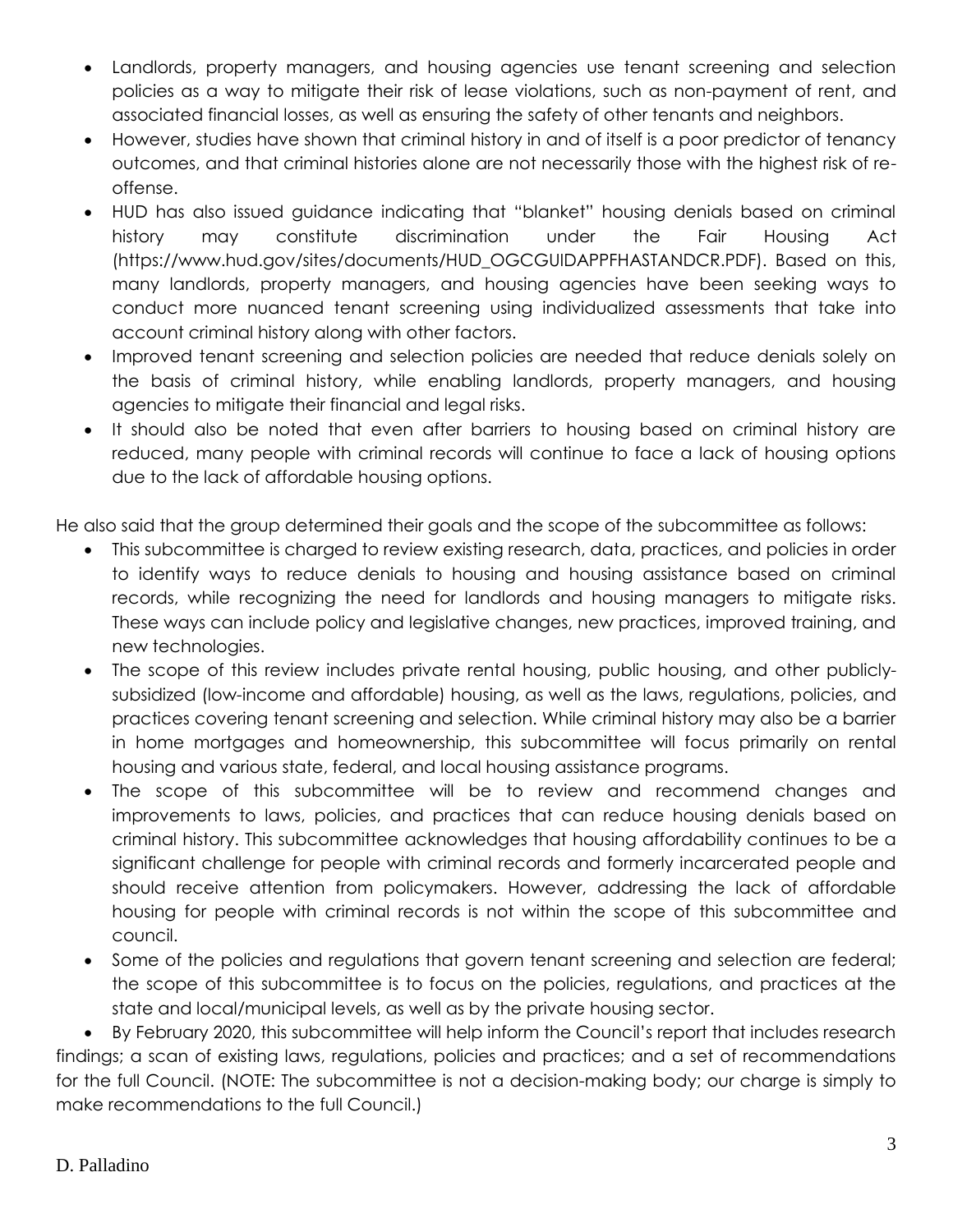- Landlords, property managers, and housing agencies use tenant screening and selection policies as a way to mitigate their risk of lease violations, such as non-payment of rent, and associated financial losses, as well as ensuring the safety of other tenants and neighbors.
- However, studies have shown that criminal history in and of itself is a poor predictor of tenancy outcomes, and that criminal histories alone are not necessarily those with the highest risk of re-offense.
- HUD has also issued guidance indicating that "blanket" housing denials based on criminal history may constitute discrimination under the Fair Housing Act (https://www.hud.gov/sites/documents/HUD_OGCGUIDAPPFHASTANDCR.PDF). Based on this, many landlords, property managers, and housing agencies have been seeking ways to conduct more nuanced tenant screening using individualized assessments that take into account criminal history along with other factors.
- Improved tenant screening and selection policies are needed that reduce denials solely on the basis of criminal history, while enabling landlords, property managers, and housing agencies to mitigate their financial and legal risks.
- It should also be noted that even after barriers to housing based on criminal history are reduced, many people with criminal records will continue to face a lack of housing options due to the lack of affordable housing options.

He also said that the group determined their goals and the scope of the subcommittee as follows:

- This subcommittee is charged to review existing research, data, practices, and policies in order to identify ways to reduce denials to housing and housing assistance based on criminal records, while recognizing the need for landlords and housing managers to mitigate risks. These ways can include policy and legislative changes, new practices, improved training, and new technologies.
- The scope of this review includes private rental housing, public housing, and other publicly-subsidized (low-income and affordable) housing, as well as the laws, regulations, policies, and practices covering tenant screening and selection. While criminal history may also be a barrier in home mortgages and homeownership, this subcommittee will focus primarily on rental housing and various state, federal, and local housing assistance programs.
- The scope of this subcommittee will be to review and recommend changes and improvements to laws, policies, and practices that can reduce housing denials based on criminal history. This subcommittee acknowledges that housing affordability continues to be a significant challenge for people with criminal records and formerly incarcerated people and should receive attention from policymakers. However, addressing the lack of affordable housing for people with criminal records is not within the scope of this subcommittee and council.
- Some of the policies and regulations that govern tenant screening and selection are federal; the scope of this subcommittee is to focus on the policies, regulations, and practices at the state and local/municipal levels, as well as by the private housing sector.
- By February 2020, this subcommittee will help inform the Council's report that includes research findings; a scan of existing laws, regulations, policies and practices; and a set of recommendations for the full Council. (NOTE: The subcommittee is not a decision-making body; our charge is simply to make recommendations to the full Council.)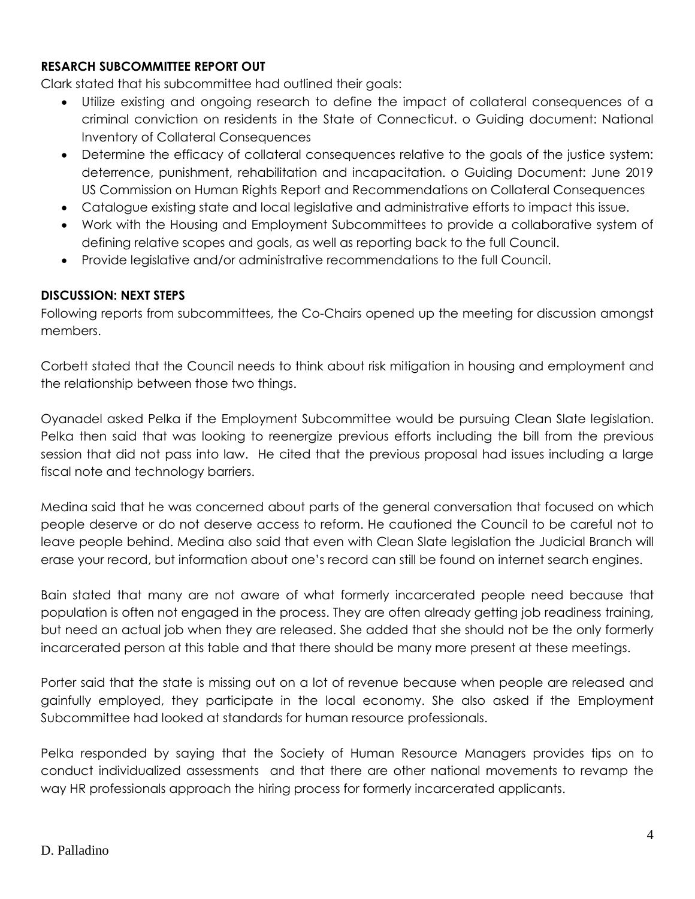**RESEARCH SUBCOMMITTEE REPORT OUT**

Clark stated that his subcommittee had outlined their goals:

- Utilize existing and ongoing research to define the impact of collateral consequences of a criminal conviction on residents in the State of Connecticut. o Guiding document: National Inventory of Collateral Consequences
- Determine the efficacy of collateral consequences relative to the goals of the justice system: deterrence, punishment, rehabilitation and incapacitation. o Guiding Document: June 2019 US Commission on Human Rights Report and Recommendations on Collateral Consequences
- Catalogue existing state and local legislative and administrative efforts to impact this issue.
- Work with the Housing and Employment Subcommittees to provide a collaborative system of defining relative scopes and goals, as well as reporting back to the full Council.
- Provide legislative and/or administrative recommendations to the full Council.

**DISCUSSION: NEXT STEPS**

Following reports from subcommittees, the Co-Chairs opened up the meeting for discussion amongst members.

Corbett stated that the Council needs to think about risk mitigation in housing and employment and the relationship between those two things.

Oyanadel asked Pelka if the Employment Subcommittee would be pursuing Clean Slate legislation. Pelka then said that was looking to reenergize previous efforts including the bill from the previous session that did not pass into law. He cited that the previous proposal had issues including a large fiscal note and technology barriers.

Medina said that he was concerned about parts of the general conversation that focused on which people deserve or do not deserve access to reform. He cautioned the Council to be careful not to leave people behind. Medina also said that even with Clean Slate legislation the Judicial Branch will erase your record, but information about one's record can still be found on internet search engines.

Bain stated that many are not aware of what formerly incarcerated people need because that population is often not engaged in the process. They are often already getting job readiness training, but need an actual job when they are released. She added that she should not be the only formerly incarcerated person at this table and that there should be many more present at these meetings.

Porter said that the state is missing out on a lot of revenue because when people are released and gainfully employed, they participate in the local economy. She also asked if the Employment Subcommittee had looked at standards for human resource professionals.

Pelka responded by saying that the Society of Human Resource Managers provides tips on to conduct individualized assessments and that there are other national movements to revamp the way HR professionals approach the hiring process for formerly incarcerated applicants.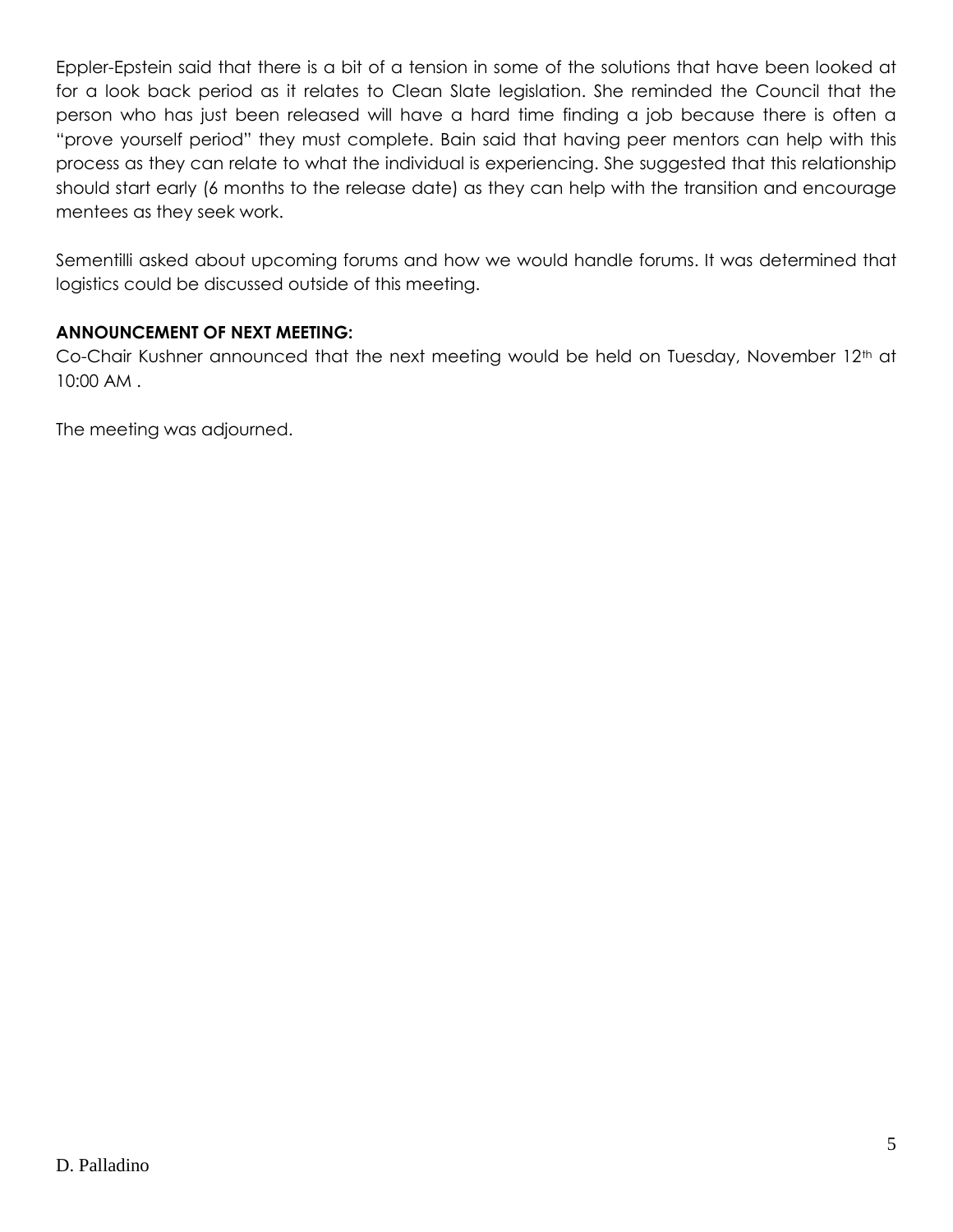Eppler-Epstein said that there is a bit of a tension in some of the solutions that have been looked at for a look back period as it relates to Clean Slate legislation. She reminded the Council that the person who has just been released will have a hard time finding a job because there is often a "prove yourself period" they must complete. Bain said that having peer mentors can help with this process as they can relate to what the individual is experiencing. She suggested that this relationship should start early (6 months to the release date) as they can help with the transition and encourage mentees as they seek work.

Sementilli asked about upcoming forums and how we would handle forums. It was determined that logistics could be discussed outside of this meeting.

**ANNOUNCEMENT OF NEXT MEETING:**

Co-Chair Kushner announced that the next meeting would be held on Tuesday, November 12th at 10:00 AM .

The meeting was adjourned.

D. Palladino